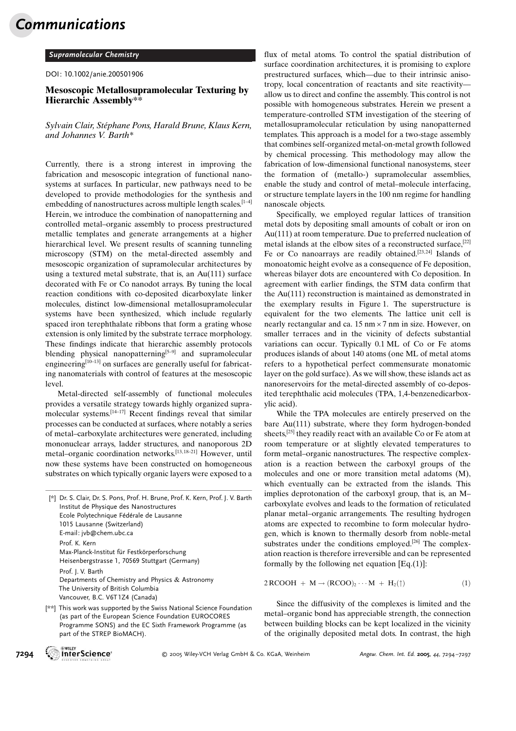*Supramolecular Chemistry*

DOI: 10.1002/anie.200501906

# Mesoscopic Metallosupramolecular Texturing by Hierarchic Assembly**

*Sylvain Clair, Stéphane Pons, Harald Brune, Klaus Kern, and Johannes V. Barth**

Currently, there is a strong interest in improving the fabrication and mesoscopic integration of functional nanosystems at surfaces. In particular, new pathways need to be developed to provide methodologies for the synthesis and embedding of nanostructures across multiple length scales.[1–4] Herein, we introduce the combination of nanopatterning and controlled metal–organic assembly to process prestructured metallic templates and generate arrangements at a higher hierarchical level. We present results of scanning tunneling microscopy (STM) on the metal-directed assembly and mesoscopic organization of supramolecular architectures by using a textured metal substrate, that is, an Au(111) surface decorated with Fe or Co nanodot arrays. By tuning the local reaction conditions with co-deposited dicarboxylate linker molecules, distinct low-dimensional metallosupramolecular systems have been synthesized, which include regularly spaced iron terephthalate ribbons that form a grating whose extension is only limited by the substrate terrace morphology. These findings indicate that hierarchic assembly protocols blending physical nanopatterning[5–9] and supramolecular engineering[10–13] on surfaces are generally useful for fabricating nanomaterials with control of features at the mesoscopic level.

Metal-directed self-assembly of functional molecules provides a versatile strategy towards highly organized supramolecular systems.[14–17] Recent findings reveal that similar processes can be conducted at surfaces, where notably a series of metal–carboxylate architectures were generated, including mononuclear arrays, ladder structures, and nanoporous 2D metal–organic coordination networks.[13,18–21] However, until now these systems have been constructed on homogeneous substrates on which typically organic layers were exposed to a flux of metal atoms. To control the spatial distribution of surface coordination architectures, it is promising to explore prestructured surfaces, which—due to their intrinsic anisotropy, local concentration of reactants and site reactivity—allow us to direct and confine the assembly. This control is not possible with homogeneous substrates. Herein we present a temperature-controlled STM investigation of the steering of metallosupramolecular reticulation by using nanopatterned templates. This approach is a model for a two-stage assembly that combines self-organized metal-on-metal growth followed by chemical processing. This methodology may allow the fabrication of low-dimensional functional nanosystems, steer the formation of (metallo-) supramolecular assemblies, enable the study and control of metal–molecule interfacing, or structure template layers in the 100 nm regime for handling nanoscale objects.

Specifically, we employed regular lattices of transition metal dots by depositing small amounts of cobalt or iron on Au(111) at room temperature. Due to preferred nucleation of metal islands at the elbow sites of a reconstructed surface,[22] Fe or Co nanoarrays are readily obtained.[23,24] Islands of monoatomic height evolve as a consequence of Fe deposition, whereas bilayer dots are encountered with Co deposition. In agreement with earlier findings, the STM data confirm that the Au(111) reconstruction is maintained as demonstrated in the exemplary results in Figure 1. The superstructure is equivalent for the two elements. The lattice unit cell is nearly rectangular and ca. 15 nm × 7 nm in size. However, on smaller terraces and in the vicinity of defects substantial variations can occur. Typically 0.1 ML of Co or Fe atoms produces islands of about 140 atoms (one ML of metal atoms refers to a hypothetical perfect commensurate monatomic layer on the gold surface). As we will show, these islands act as nanoreservoirs for the metal-directed assembly of co-deposited terephthalic acid molecules (TPA, 1,4-benzenedicarboxylic acid).

While the TPA molecules are entirely preserved on the bare Au(111) substrate, where they form hydrogen-bonded sheets,[25] they readily react with an available Co or Fe atom at room temperature or at slightly elevated temperatures to form metal–organic nanostructures. The respective complexation is a reaction between the carboxyl groups of the molecules and one or more transition metal adatoms (M), which eventually can be extracted from the islands. This implies deprotonation of the carboxyl group, that is, an M–carboxylate evolves and leads to the formation of reticulated planar metal–organic arrangements. The resulting hydrogen atoms are expected to recombine to form molecular hydrogen, which is known to thermally desorb from noble-metal substrates under the conditions employed.[26] The complexation reaction is therefore irreversible and can be represented formally by the following net equation [Eq. (1)]:

$$2\,\mathrm{RCOOH} + \mathrm{M} \rightarrow (\mathrm{RCOO})_2 \cdots \mathrm{M} + \mathrm{H}_2(\uparrow) \qquad (1)$$

Since the diffusivity of the complexes is limited and the metal–organic bond has appreciable strength, the connection between building blocks can be kept localized in the vicinity of the originally deposited metal dots. In contrast, the high

---

[*] Dr. S. Clair, Dr. S. Pons, Prof. H. Brune, Prof. K. Kern, Prof. J. V. Barth
Institut de Physique des Nanostructures
Ecole Polytechnique Fédérale de Lausanne
1015 Lausanne (Switzerland)
E-mail: jvb@chem.ubc.ca

Prof. K. Kern
Max-Planck-Institut für Festkörperforschung
Heisenbergstrasse 1, 70569 Stuttgart (Germany)

Prof. J. V. Barth
Departments of Chemistry and Physics & Astronomy
The University of British Columbia
Vancouver, B.C. V6T1Z4 (Canada)

[**] This work was supported by the Swiss National Science Foundation (as part of the European Science Foundation EUROCORES Programme SONS) and the EC Sixth Framework Programme (as part of the STREP BioMACH).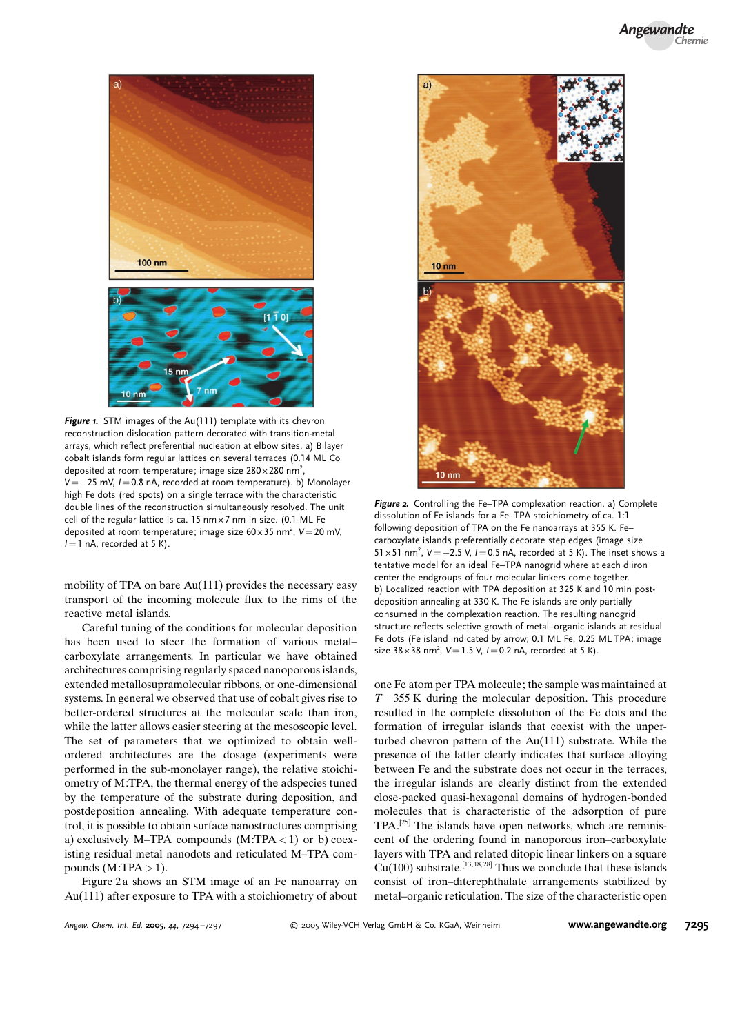**Figure 1.** STM images of the Au(111) template with its chevron reconstruction dislocation pattern decorated with transition-metal arrays, which reflect preferential nucleation at elbow sites. a) Bilayer cobalt islands form regular lattices on several terraces (0.14 ML Co deposited at room temperature; image size $280 \times 280$ nm$^2$, $V = -25$ mV, $I = 0.8$ nA, recorded at room temperature). b) Monolayer high Fe dots (red spots) on a single terrace with the characteristic double lines of the reconstruction simultaneously resolved. The unit cell of the regular lattice is ca. 15 nm $\times$ 7 nm in size. (0.1 ML Fe deposited at room temperature; image size $60 \times 35$ nm$^2$, $V = 20$ mV, $I = 1$ nA, recorded at 5 K).

mobility of TPA on bare Au(111) provides the necessary easy transport of the incoming molecule flux to the rims of the reactive metal islands.

Careful tuning of the conditions for molecular deposition has been used to steer the formation of various metal–carboxylate arrangements. In particular we have obtained architectures comprising regularly spaced nanoporous islands, extended metallosupramolecular ribbons, or one-dimensional systems. In general we observed that use of cobalt gives rise to better-ordered structures at the molecular scale than iron, while the latter allows easier steering at the mesoscopic level. The set of parameters that we optimized to obtain well-ordered architectures are the dosage (experiments were performed in the sub-monolayer range), the relative stoichiometry of M:TPA, the thermal energy of the adspecies tuned by the temperature of the substrate during deposition, and postdeposition annealing. With adequate temperature control, it is possible to obtain surface nanostructures comprising a) exclusively M–TPA compounds (M:TPA < 1) or b) coexisting residual metal nanodots and reticulated M–TPA compounds (M:TPA > 1).

Figure 2a shows an STM image of an Fe nanoarray on Au(111) after exposure to TPA with a stoichiometry of about one Fe atom per TPA molecule; the sample was maintained at $T = 355$ K during the molecular deposition. This procedure resulted in the complete dissolution of the Fe dots and the formation of irregular islands that coexist with the unperturbed chevron pattern of the Au(111) substrate. While the presence of the latter clearly indicates that surface alloying between Fe and the substrate does not occur in the terraces, the irregular islands are clearly distinct from the extended close-packed quasi-hexagonal domains of hydrogen-bonded molecules that is characteristic of the adsorption of pure TPA.[25] The islands have open networks, which are reminiscent of the ordering found in nanoporous iron–carboxylate layers with TPA and related ditopic linear linkers on a square Cu(100) substrate.[13,18,28] Thus we conclude that these islands consist of iron–diterephthalate arrangements stabilized by metal–organic reticulation. The size of the characteristic open

**Figure 2.** Controlling the Fe–TPA complexation reaction. a) Complete dissolution of Fe islands for a Fe–TPA stoichiometry of ca. 1:1 following deposition of TPA on the Fe nanoarrays at 355 K. Fe–carboxylate islands preferentially decorate step edges (image size $51 \times 51$ nm$^2$, $V = -2.5$ V, $I = 0.5$ nA, recorded at 5 K). The inset shows a tentative model for an ideal Fe–TPA nanogrid where at each diiron center the endgroups of four molecular linkers come together. b) Localized reaction with TPA deposition at 325 K and 10 min post-deposition annealing at 330 K. The Fe islands are only partially consumed in the complexation reaction. The resulting nanogrid structure reflects selective growth of metal–organic islands at residual Fe dots (Fe island indicated by arrow; 0.1 ML Fe, 0.25 ML TPA; image size $38 \times 38$ nm$^2$, $V = 1.5$ V, $I = 0.2$ nA, recorded at 5 K).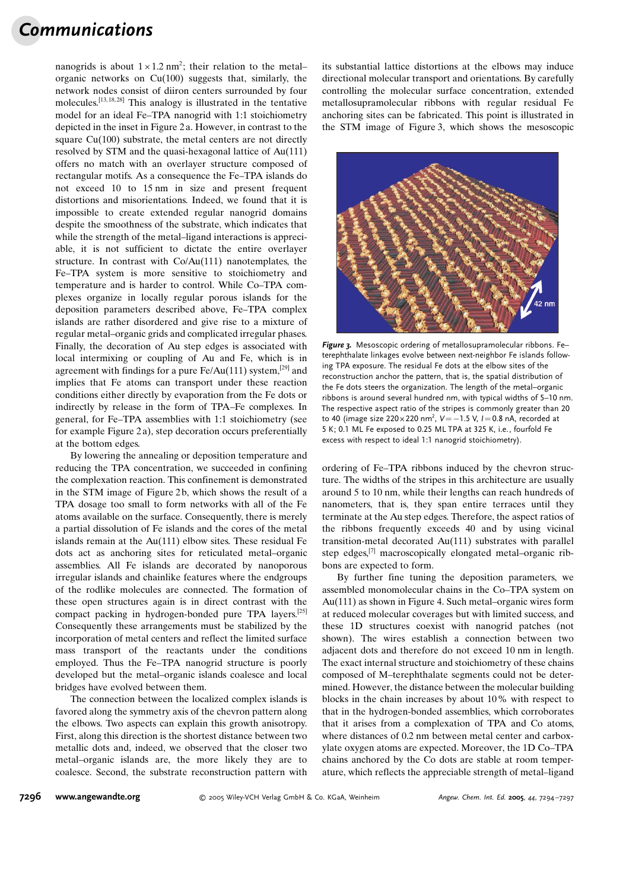nanogrids is about $1 \times 1.2$ nm$^2$; their relation to the metal–organic networks on Cu(100) suggests that, similarly, the network nodes consist of diiron centers surrounded by four molecules.[13,18,28] This analogy is illustrated in the tentative model for an ideal Fe–TPA nanogrid with 1:1 stoichiometry depicted in the inset in Figure 2a. However, in contrast to the square Cu(100) substrate, the metal centers are not directly resolved by STM and the quasi-hexagonal lattice of Au(111) offers no match with an overlayer structure composed of rectangular motifs. As a consequence the Fe–TPA islands do not exceed 10 to 15 nm in size and present frequent distortions and misorientations. Indeed, we found that it is impossible to create extended regular nanogrid domains despite the smoothness of the substrate, which indicates that while the strength of the metal–ligand interactions is appreciable, it is not sufficient to dictate the entire overlayer structure. In contrast with Co/Au(111) nanotemplates, the Fe–TPA system is more sensitive to stoichiometry and temperature and is harder to control. While Co–TPA complexes organize in locally regular porous islands for the deposition parameters described above, Fe–TPA complex islands are rather disordered and give rise to a mixture of regular metal–organic grids and complicated irregular phases. Finally, the decoration of Au step edges is associated with local intermixing or coupling of Au and Fe, which is in agreement with findings for a pure Fe/Au(111) system,[29] and implies that Fe atoms can transport under these reaction conditions either directly by evaporation from the Fe dots or indirectly by release in the form of TPA–Fe complexes. In general, for Fe–TPA assemblies with 1:1 stoichiometry (see for example Figure 2a), step decoration occurs preferentially at the bottom edges.

By lowering the annealing or deposition temperature and reducing the TPA concentration, we succeeded in confining the complexation reaction. This confinement is demonstrated in the STM image of Figure 2b, which shows the result of a TPA dosage too small to form networks with all of the Fe atoms available on the surface. Consequently, there is merely a partial dissolution of Fe islands and the cores of the metal islands remain at the Au(111) elbow sites. These residual Fe dots act as anchoring sites for reticulated metal–organic assemblies. All Fe islands are decorated by nanoporous irregular islands and chainlike features where the endgroups of the rodlike molecules are connected. The formation of these open structures again is in direct contrast with the compact packing in hydrogen-bonded pure TPA layers.[25] Consequently these arrangements must be stabilized by the incorporation of metal centers and reflect the limited surface mass transport of the reactants under the conditions employed. Thus the Fe–TPA nanogrid structure is poorly developed but the metal–organic islands coalesce and local bridges have evolved between them.

The connection between the localized complex islands is favored along the symmetry axis of the chevron pattern along the elbows. Two aspects can explain this growth anisotropy. First, along this direction is the shortest distance between two metallic dots and, indeed, we observed that the closer two metal–organic islands are, the more likely they are to coalesce. Second, the substrate reconstruction pattern with its substantial lattice distortions at the elbows may induce directional molecular transport and orientations. By carefully controlling the molecular surface concentration, extended metallosupramolecular ribbons with regular residual Fe anchoring sites can be fabricated. This point is illustrated in the STM image of Figure 3, which shows the mesoscopic ordering of Fe–TPA ribbons induced by the chevron structure. The widths of the stripes in this architecture are usually around 5 to 10 nm, while their lengths can reach hundreds of nanometers, that is, they span entire terraces until they terminate at the Au step edges. Therefore, the aspect ratios of the ribbons frequently exceeds 40 and by using vicinal transition-metal decorated Au(111) substrates with parallel step edges,[7] macroscopically elongated metal–organic ribbons are expected to form.

**Figure 3.** Mesoscopic ordering of metallosupramolecular ribbons. Fe–terephthalate linkages evolve between next-neighbor Fe islands following TPA exposure. The residual Fe dots at the elbow sites of the reconstruction anchor the pattern, that is, the spatial distribution of the Fe dots steers the organization. The length of the metal–organic ribbons is around several hundred nm, with typical widths of 5–10 nm. The respective aspect ratio of the stripes is commonly greater than 20 to 40 (image size $220 \times 220$ nm$^2$, $V = -1.5$ V, $I = 0.8$ nA, recorded at 5 K; 0.1 ML Fe exposed to 0.25 ML TPA at 325 K, i.e., fourfold Fe excess with respect to ideal 1:1 nanogrid stoichiometry).

By further fine tuning the deposition parameters, we assembled monomolecular chains in the Co–TPA system on Au(111) as shown in Figure 4. Such metal–organic wires form at reduced molecular coverages but with limited success, and these 1D structures coexist with nanogrid patches (not shown). The wires establish a connection between two adjacent dots and therefore do not exceed 10 nm in length. The exact internal structure and stoichiometry of these chains composed of M–terephthalate segments could not be determined. However, the distance between the molecular building blocks in the chain increases by about 10% with respect to that in the hydrogen-bonded assemblies, which corroborates that it arises from a complexation of TPA and Co atoms, where distances of 0.2 nm between metal center and carboxylate oxygen atoms are expected. Moreover, the 1D Co–TPA chains anchored by the Co dots are stable at room temperature, which reflects the appreciable strength of metal–ligand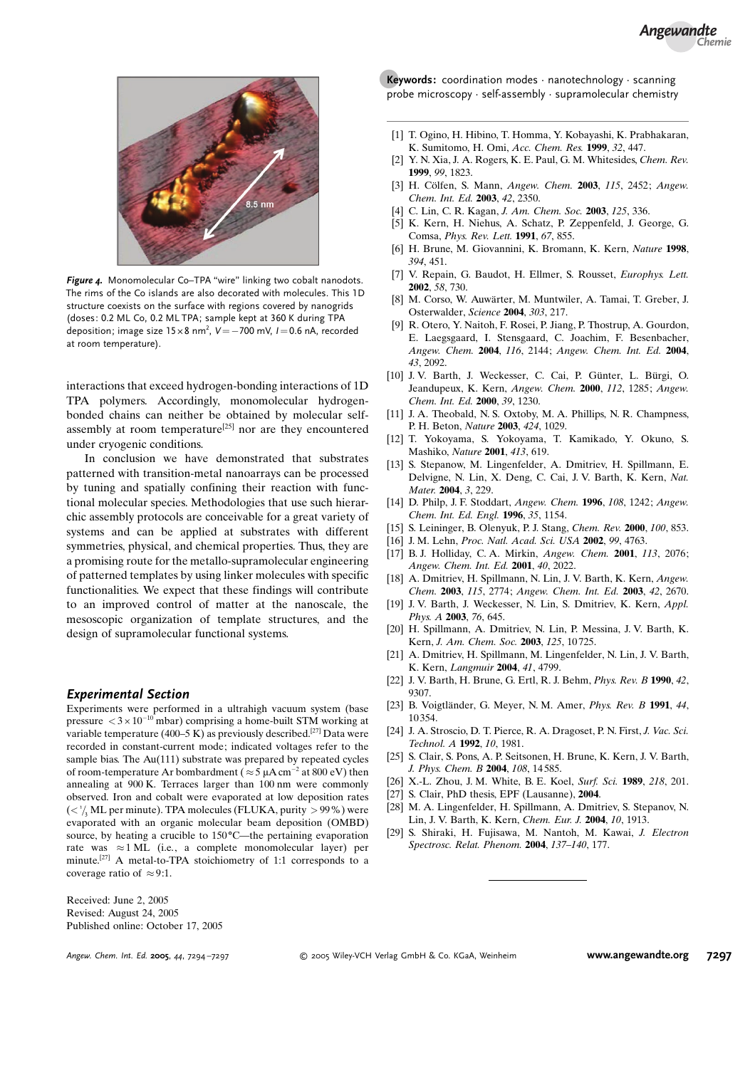8.5 nm

*Figure 4.* Monomolecular Co–TPA "wire" linking two cobalt nanodots. The rims of the Co islands are also decorated with molecules. This 1D structure coexists on the surface with regions covered by nanogrids (doses: 0.2 ML Co, 0.2 ML TPA; sample kept at 360 K during TPA deposition; image size 15×8 nm², $V = -700$ mV, $I = 0.6$ nA, recorded at room temperature).

interactions that exceed hydrogen-bonding interactions of 1D TPA polymers. Accordingly, monomolecular hydrogen-bonded chains can neither be obtained by molecular self-assembly at room temperature[25] nor are they encountered under cryogenic conditions.

In conclusion we have demonstrated that substrates patterned with transition-metal nanoarrays can be processed by tuning and spatially confining their reaction with functional molecular species. Methodologies that use such hierarchic assembly protocols are conceivable for a great variety of systems and can be applied at substrates with different symmetries, physical, and chemical properties. Thus, they are a promising route for the metallo-supramolecular engineering of patterned templates by using linker molecules with specific functionalities. We expect that these findings will contribute to an improved control of matter at the nanoscale, the mesoscopic organization of template structures, and the design of supramolecular functional systems.

## Experimental Section

Experiments were performed in a ultrahigh vacuum system (base pressure $< 3\times10^{-10}$ mbar) comprising a home-built STM working at variable temperature (400–5 K) as previously described.[27] Data were recorded in constant-current mode; indicated voltages refer to the sample bias. The Au(111) substrate was prepared by repeated cycles of room-temperature Ar bombardment ($\approx 5\ \mu A\,cm^{-2}$ at 800 eV) then annealing at 900 K. Terraces larger than 100 nm were commonly observed. Iron and cobalt were evaporated at low deposition rates ($< \frac{1}{3}$ ML per minute). TPA molecules (FLUKA, purity $> 99\%$) were evaporated with an organic molecular beam deposition (OMBD) source, by heating a crucible to 150°C—the pertaining evaporation rate was $\approx 1$ ML (i.e., a complete monomolecular layer) per minute.[27] A metal-to-TPA stoichiometry of 1:1 corresponds to a coverage ratio of $\approx 9:1$.

Received: June 2, 2005
Revised: August 24, 2005
Published online: October 17, 2005

**Keywords:** coordination modes · nanotechnology · scanning probe microscopy · self-assembly · supramolecular chemistry

[1] T. Ogino, H. Hibino, T. Homma, Y. Kobayashi, K. Prabhakaran, K. Sumitomo, H. Omi, *Acc. Chem. Res.* **1999**, *32*, 447.
[2] Y. N. Xia, J. A. Rogers, K. E. Paul, G. M. Whitesides, *Chem. Rev.* **1999**, *99*, 1823.
[3] H. Cölfen, S. Mann, *Angew. Chem.* **2003**, *115*, 2452; *Angew. Chem. Int. Ed.* **2003**, *42*, 2350.
[4] C. Lin, C. R. Kagan, *J. Am. Chem. Soc.* **2003**, *125*, 336.
[5] K. Kern, H. Niehus, A. Schatz, P. Zeppenfeld, J. George, G. Comsa, *Phys. Rev. Lett.* **1991**, *67*, 855.
[6] H. Brune, M. Giovannini, K. Bromann, K. Kern, *Nature* **1998**, *394*, 451.
[7] V. Repain, G. Baudot, H. Ellmer, S. Rousset, *Europhys. Lett.* **2002**, *58*, 730.
[8] M. Corso, W. Auwärter, M. Muntwiler, A. Tamai, T. Greber, J. Osterwalder, *Science* **2004**, *303*, 217.
[9] R. Otero, Y. Naitoh, F. Rosei, P. Jiang, P. Thostrup, A. Gourdon, E. Laegsgaard, I. Stensgaard, C. Joachim, F. Besenbacher, *Angew. Chem.* **2004**, *116*, 2144; *Angew. Chem. Int. Ed.* **2004**, *43*, 2092.
[10] J. V. Barth, J. Weckesser, C. Cai, P. Günter, L. Bürgi, O. Jeandupeux, K. Kern, *Angew. Chem.* **2000**, *112*, 1285; *Angew. Chem. Int. Ed.* **2000**, *39*, 1230.
[11] J. A. Theobald, N. S. Oxtoby, M. A. Phillips, N. R. Champness, P. H. Beton, *Nature* **2003**, *424*, 1029.
[12] T. Yokoyama, S. Yokoyama, T. Kamikado, Y. Okuno, S. Mashiko, *Nature* **2001**, *413*, 619.
[13] S. Stepanow, M. Lingenfelder, A. Dmitriev, H. Spillmann, E. Delvigne, N. Lin, X. Deng, C. Cai, J. V. Barth, K. Kern, *Nat. Mater.* **2004**, *3*, 229.
[14] D. Philp, J. F. Stoddart, *Angew. Chem.* **1996**, *108*, 1242; *Angew. Chem. Int. Ed. Engl.* **1996**, *35*, 1154.
[15] S. Leininger, B. Olenyuk, P. J. Stang, *Chem. Rev.* **2000**, *100*, 853.
[16] J. M. Lehn, *Proc. Natl. Acad. Sci. USA* **2002**, *99*, 4763.
[17] B. J. Holliday, C. A. Mirkin, *Angew. Chem.* **2001**, *113*, 2076; *Angew. Chem. Int. Ed.* **2001**, *40*, 2022.
[18] A. Dmitriev, H. Spillmann, N. Lin, J. V. Barth, K. Kern, *Angew. Chem.* **2003**, *115*, 2774; *Angew. Chem. Int. Ed.* **2003**, *42*, 2670.
[19] J. V. Barth, J. Weckesser, N. Lin, S. Dmitriev, K. Kern, *Appl. Phys. A* **2003**, *76*, 645.
[20] H. Spillmann, A. Dmitriev, N. Lin, P. Messina, J. V. Barth, K. Kern, *J. Am. Chem. Soc.* **2003**, *125*, 10725.
[21] A. Dmitriev, H. Spillmann, M. Lingenfelder, N. Lin, J. V. Barth, K. Kern, *Langmuir* **2004**, *41*, 4799.
[22] J. V. Barth, H. Brune, G. Ertl, R. J. Behm, *Phys. Rev. B* **1990**, *42*, 9307.
[23] B. Voigtländer, G. Meyer, N. M. Amer, *Phys. Rev. B* **1991**, *44*, 10354.
[24] J. A. Stroscio, D. T. Pierce, R. A. Dragoset, P. N. First, *J. Vac. Sci. Technol. A* **1992**, *10*, 1981.
[25] S. Clair, S. Pons, A. P. Seitsonen, H. Brune, K. Kern, J. V. Barth, *J. Phys. Chem. B* **2004**, *108*, 14585.
[26] X.-L. Zhou, J. M. White, B. E. Koel, *Surf. Sci.* **1989**, *218*, 201.
[27] S. Clair, PhD thesis, EPF (Lausanne), **2004**.
[28] M. A. Lingenfelder, H. Spillmann, A. Dmitriev, S. Stepanow, N. Lin, J. V. Barth, K. Kern, *Chem. Eur. J.* **2004**, *10*, 1913.
[29] S. Shiraki, H. Fujisawa, M. Nantoh, M. Kawai, *J. Electron Spectrosc. Relat. Phenom.* **2004**, *137–140*, 177.